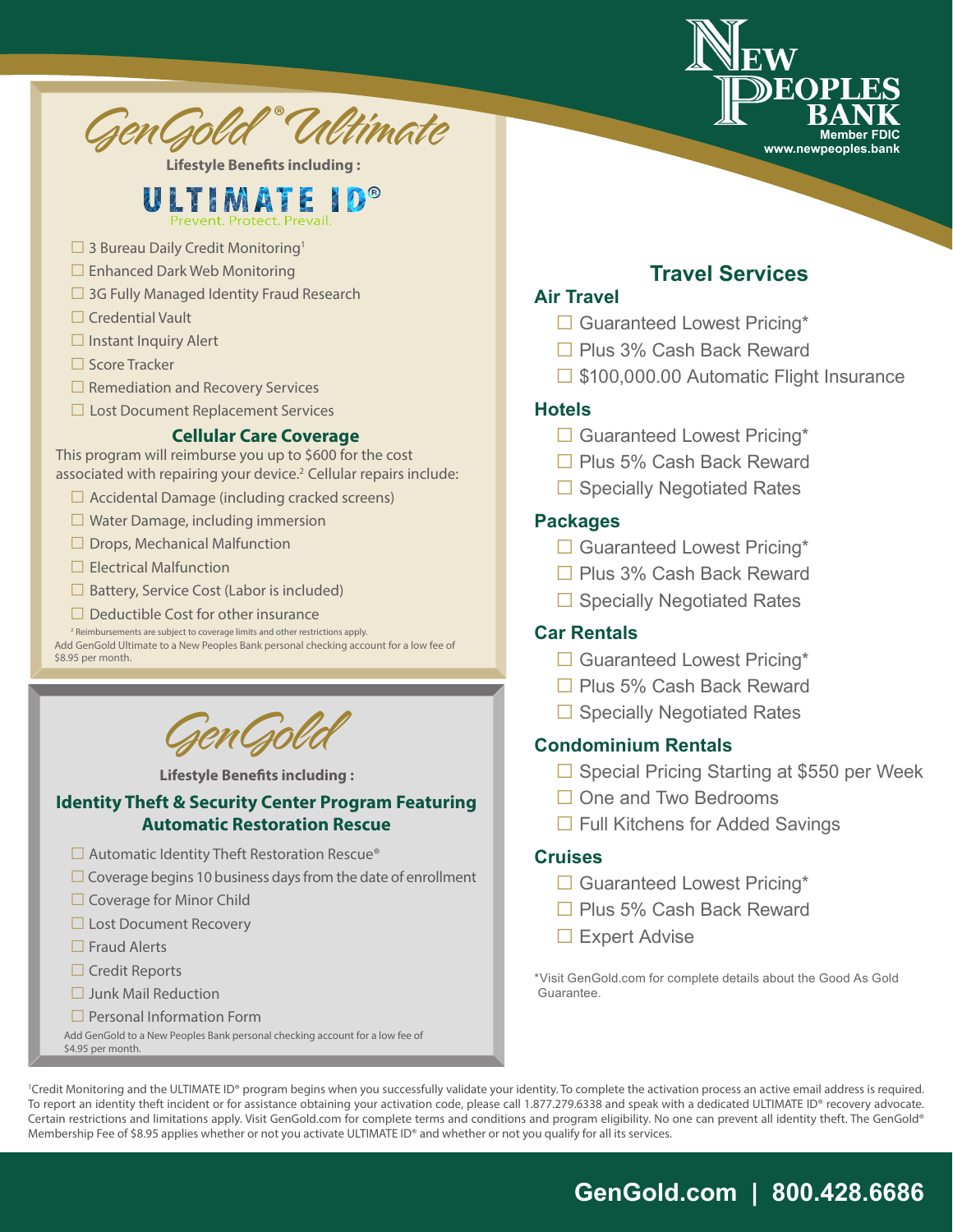**NEW PEOPLES BANK**
Member FDIC
www.newpeoples.bank

# GenGold® Ultimate

**Lifestyle Benefits including :**

## ULTIMATE ID®

Prevent. Protect. Prevail.

- ☐ 3 Bureau Daily Credit Monitoring[1]
- ☐ Enhanced Dark Web Monitoring
- ☐ 3G Fully Managed Identity Fraud Research
- ☐ Credential Vault
- ☐ Instant Inquiry Alert
- ☐ Score Tracker
- ☐ Remediation and Recovery Services
- ☐ Lost Document Replacement Services

### Cellular Care Coverage

This program will reimburse you up to $600 for the cost associated with repairing your device.[2] Cellular repairs include:

- ☐ Accidental Damage (including cracked screens)
- ☐ Water Damage, including immersion
- ☐ Drops, Mechanical Malfunction
- ☐ Electrical Malfunction
- ☐ Battery, Service Cost (Labor is included)
- ☐ Deductible Cost for other insurance

[2] Reimbursements are subject to coverage limits and other restrictions apply.

Add GenGold Ultimate to a New Peoples Bank personal checking account for a low fee of $8.95 per month.

# GenGold

**Lifestyle Benefits including :**

### Identity Theft & Security Center Program Featuring Automatic Restoration Rescue

- ☐ Automatic Identity Theft Restoration Rescue®
- ☐ Coverage begins 10 business days from the date of enrollment
- ☐ Coverage for Minor Child
- ☐ Lost Document Recovery
- ☐ Fraud Alerts
- ☐ Credit Reports
- ☐ Junk Mail Reduction
- ☐ Personal Information Form

Add GenGold to a New Peoples Bank personal checking account for a low fee of $4.95 per month.

## Travel Services

### Air Travel

- ☐ Guaranteed Lowest Pricing*
- ☐ Plus 3% Cash Back Reward
- ☐ $100,000.00 Automatic Flight Insurance

### Hotels

- ☐ Guaranteed Lowest Pricing*
- ☐ Plus 5% Cash Back Reward
- ☐ Specially Negotiated Rates

### Packages

- ☐ Guaranteed Lowest Pricing*
- ☐ Plus 3% Cash Back Reward
- ☐ Specially Negotiated Rates

### Car Rentals

- ☐ Guaranteed Lowest Pricing*
- ☐ Plus 5% Cash Back Reward
- ☐ Specially Negotiated Rates

### Condominium Rentals

- ☐ Special Pricing Starting at $550 per Week
- ☐ One and Two Bedrooms
- ☐ Full Kitchens for Added Savings

### Cruises

- ☐ Guaranteed Lowest Pricing*
- ☐ Plus 5% Cash Back Reward
- ☐ Expert Advise

*Visit GenGold.com for complete details about the Good As Gold Guarantee.

[1]Credit Monitoring and the ULTIMATE ID® program begins when you successfully validate your identity. To complete the activation process an active email address is required. To report an identity theft incident or for assistance obtaining your activation code, please call 1.877.279.6338 and speak with a dedicated ULTIMATE ID® recovery advocate. Certain restrictions and limitations apply. Visit GenGold.com for complete terms and conditions and program eligibility. No one can prevent all identity theft. The GenGold® Membership Fee of $8.95 applies whether or not you activate ULTIMATE ID® and whether or not you qualify for all its services.

**GenGold.com | 800.428.6686**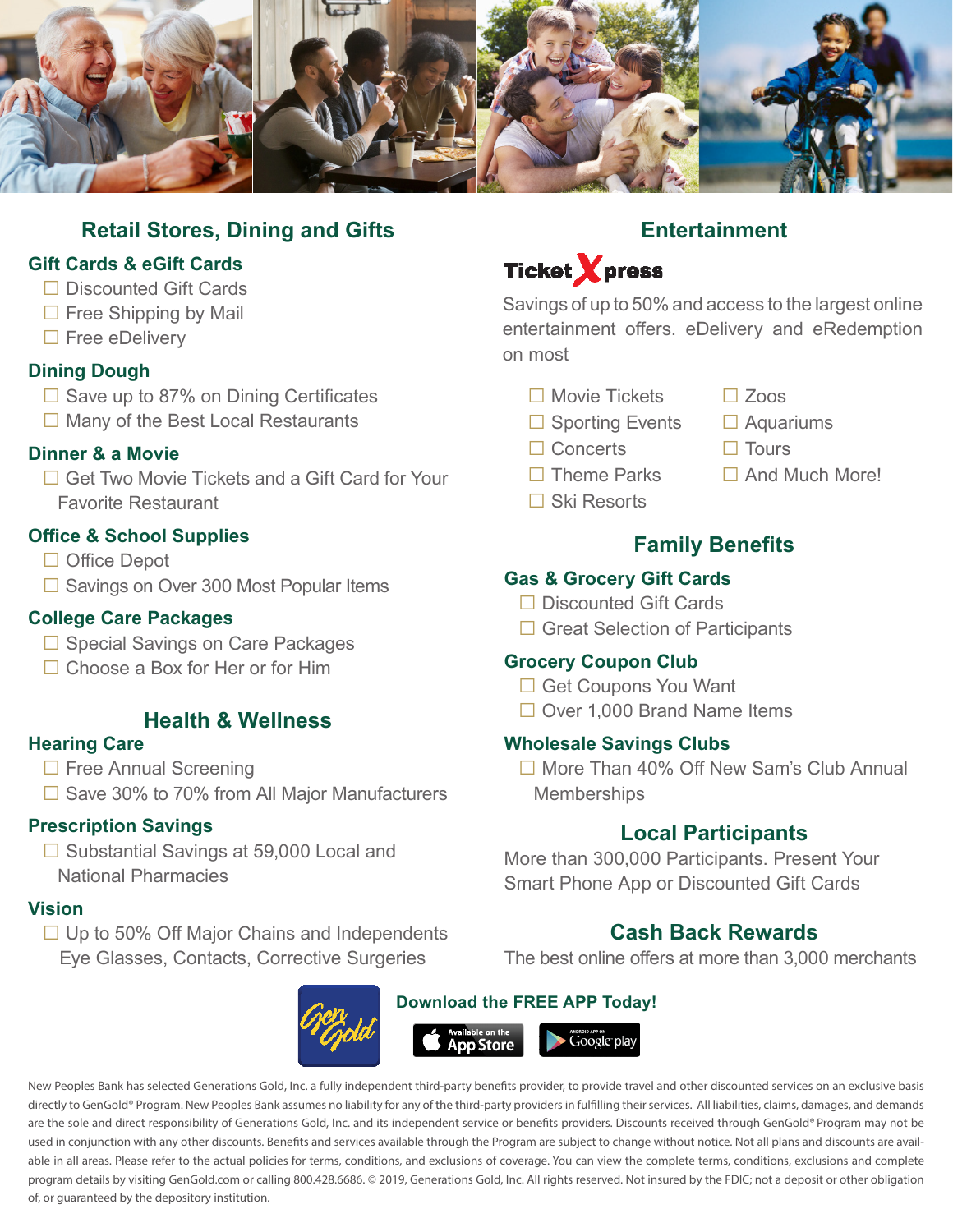## Retail Stores, Dining and Gifts

### Gift Cards & eGift Cards

- ☐ Discounted Gift Cards
- ☐ Free Shipping by Mail
- ☐ Free eDelivery

### Dining Dough

- ☐ Save up to 87% on Dining Certificates
- ☐ Many of the Best Local Restaurants

### Dinner & a Movie

- ☐ Get Two Movie Tickets and a Gift Card for Your Favorite Restaurant

### Office & School Supplies

- ☐ Office Depot
- ☐ Savings on Over 300 Most Popular Items

### College Care Packages

- ☐ Special Savings on Care Packages
- ☐ Choose a Box for Her or for Him

## Health & Wellness

### Hearing Care

- ☐ Free Annual Screening
- ☐ Save 30% to 70% from All Major Manufacturers

### Prescription Savings

- ☐ Substantial Savings at 59,000 Local and National Pharmacies

### Vision

- ☐ Up to 50% Off Major Chains and Independents Eye Glasses, Contacts, Corrective Surgeries

## Entertainment

**TicketXpress**

Savings of up to 50% and access to the largest online entertainment offers. eDelivery and eRedemption on most

- ☐ Movie Tickets
- ☐ Sporting Events
- ☐ Concerts
- ☐ Theme Parks
- ☐ Ski Resorts
- ☐ Zoos
- ☐ Aquariums
- ☐ Tours
- ☐ And Much More!

## Family Benefits

### Gas & Grocery Gift Cards

- ☐ Discounted Gift Cards
- ☐ Great Selection of Participants

### Grocery Coupon Club

- ☐ Get Coupons You Want
- ☐ Over 1,000 Brand Name Items

### Wholesale Savings Clubs

- ☐ More Than 40% Off New Sam's Club Annual Memberships

## Local Participants

More than 300,000 Participants. Present Your Smart Phone App or Discounted Gift Cards

## Cash Back Rewards

The best online offers at more than 3,000 merchants

GenGold

**Download the FREE APP Today!**

Available on the App Store | Android App on Google play

New Peoples Bank has selected Generations Gold, Inc. a fully independent third-party benefits provider, to provide travel and other discounted services on an exclusive basis directly to GenGold® Program. New Peoples Bank assumes no liability for any of the third-party providers in fulfilling their services. All liabilities, claims, damages, and demands are the sole and direct responsibility of Generations Gold, Inc. and its independent service or benefits providers. Discounts received through GenGold® Program may not be used in conjunction with any other discounts. Benefits and services available through the Program are subject to change without notice. Not all plans and discounts are available in all areas. Please refer to the actual policies for terms, conditions, and exclusions of coverage. You can view the complete terms, conditions, exclusions and complete program details by visiting GenGold.com or calling 800.428.6686. © 2019, Generations Gold, Inc. All rights reserved. Not insured by the FDIC; not a deposit or other obligation of, or guaranteed by the depository institution.